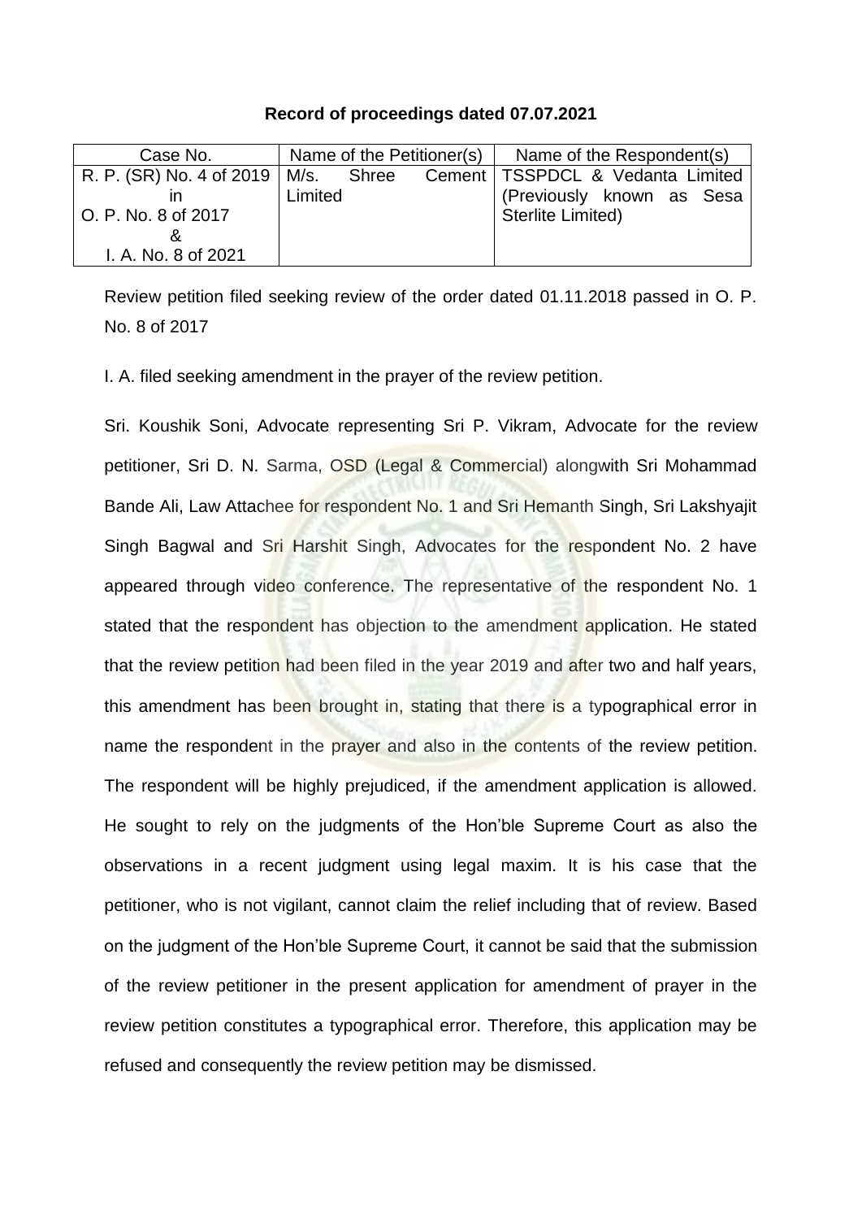**Record of proceedings dated 07.07.2021**

| Case No. | Name of the Petitioner(s) | Name of the Respondent(s) |
|---|---|---|
| R. P. (SR) No. 4 of 2019 in O. P. No. 8 of 2017 & I. A. No. 8 of 2021 | M/s. Shree Cement Limited | TSSPDCL & Vedanta Limited (Previously known as Sesa Sterlite Limited) |

Review petition filed seeking review of the order dated 01.11.2018 passed in O. P. No. 8 of 2017

I. A. filed seeking amendment in the prayer of the review petition.

Sri. Koushik Soni, Advocate representing Sri P. Vikram, Advocate for the review petitioner, Sri D. N. Sarma, OSD (Legal & Commercial) alongwith Sri Mohammad Bande Ali, Law Attachee for respondent No. 1 and Sri Hemanth Singh, Sri Lakshyajit Singh Bagwal and Sri Harshit Singh, Advocates for the respondent No. 2 have appeared through video conference. The representative of the respondent No. 1 stated that the respondent has objection to the amendment application. He stated that the review petition had been filed in the year 2019 and after two and half years, this amendment has been brought in, stating that there is a typographical error in name the respondent in the prayer and also in the contents of the review petition. The respondent will be highly prejudiced, if the amendment application is allowed. He sought to rely on the judgments of the Hon'ble Supreme Court as also the observations in a recent judgment using legal maxim. It is his case that the petitioner, who is not vigilant, cannot claim the relief including that of review. Based on the judgment of the Hon'ble Supreme Court, it cannot be said that the submission of the review petitioner in the present application for amendment of prayer in the review petition constitutes a typographical error. Therefore, this application may be refused and consequently the review petition may be dismissed.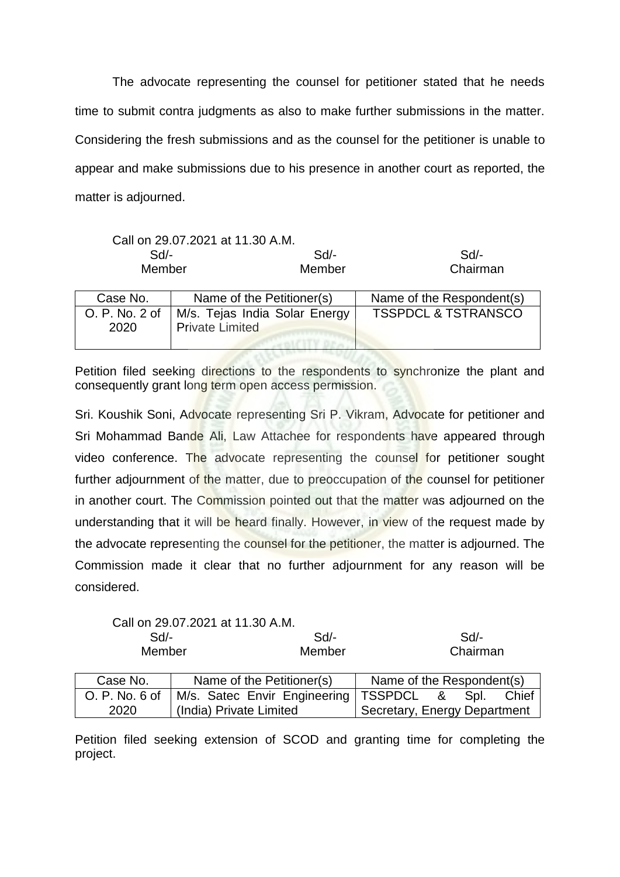The advocate representing the counsel for petitioner stated that he needs time to submit contra judgments as also to make further submissions in the matter. Considering the fresh submissions and as the counsel for the petitioner is unable to appear and make submissions due to his presence in another court as reported, the matter is adjourned.

Call on 29.07.2021 at 11.30 A.M.

| Sd/- | Sd/- | Sd/- |
|---|---|---|
| Member | Member | Chairman |

| Case No. | Name of the Petitioner(s) | Name of the Respondent(s) |
|---|---|---|
| O. P. No. 2 of 2020 | M/s. Tejas India Solar Energy Private Limited | TSSPDCL & TSTRANSCO |

Petition filed seeking directions to the respondents to synchronize the plant and consequently grant long term open access permission.

Sri. Koushik Soni, Advocate representing Sri P. Vikram, Advocate for petitioner and Sri Mohammad Bande Ali, Law Attachee for respondents have appeared through video conference. The advocate representing the counsel for petitioner sought further adjournment of the matter, due to preoccupation of the counsel for petitioner in another court. The Commission pointed out that the matter was adjourned on the understanding that it will be heard finally. However, in view of the request made by the advocate representing the counsel for the petitioner, the matter is adjourned. The Commission made it clear that no further adjournment for any reason will be considered.

Call on 29.07.2021 at 11.30 A.M.

| Sd/- | Sd/- | Sd/- |
|---|---|---|
| Member | Member | Chairman |

| Case No. | Name of the Petitioner(s) | Name of the Respondent(s) |
|---|---|---|
| O. P. No. 6 of 2020 | M/s. Satec Envir Engineering (India) Private Limited | TSSPDCL & Spl. Chief Secretary, Energy Department |

Petition filed seeking extension of SCOD and granting time for completing the project.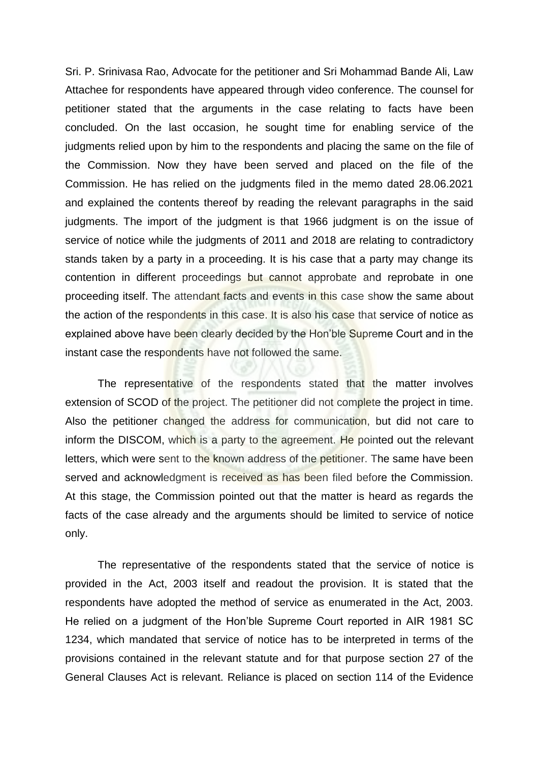Sri. P. Srinivasa Rao, Advocate for the petitioner and Sri Mohammad Bande Ali, Law Attachee for respondents have appeared through video conference. The counsel for petitioner stated that the arguments in the case relating to facts have been concluded. On the last occasion, he sought time for enabling service of the judgments relied upon by him to the respondents and placing the same on the file of the Commission. Now they have been served and placed on the file of the Commission. He has relied on the judgments filed in the memo dated 28.06.2021 and explained the contents thereof by reading the relevant paragraphs in the said judgments. The import of the judgment is that 1966 judgment is on the issue of service of notice while the judgments of 2011 and 2018 are relating to contradictory stands taken by a party in a proceeding. It is his case that a party may change its contention in different proceedings but cannot approbate and reprobate in one proceeding itself. The attendant facts and events in this case show the same about the action of the respondents in this case. It is also his case that service of notice as explained above have been clearly decided by the Hon'ble Supreme Court and in the instant case the respondents have not followed the same.

The representative of the respondents stated that the matter involves extension of SCOD of the project. The petitioner did not complete the project in time. Also the petitioner changed the address for communication, but did not care to inform the DISCOM, which is a party to the agreement. He pointed out the relevant letters, which were sent to the known address of the petitioner. The same have been served and acknowledgment is received as has been filed before the Commission. At this stage, the Commission pointed out that the matter is heard as regards the facts of the case already and the arguments should be limited to service of notice only.

The representative of the respondents stated that the service of notice is provided in the Act, 2003 itself and readout the provision. It is stated that the respondents have adopted the method of service as enumerated in the Act, 2003. He relied on a judgment of the Hon'ble Supreme Court reported in AIR 1981 SC 1234, which mandated that service of notice has to be interpreted in terms of the provisions contained in the relevant statute and for that purpose section 27 of the General Clauses Act is relevant. Reliance is placed on section 114 of the Evidence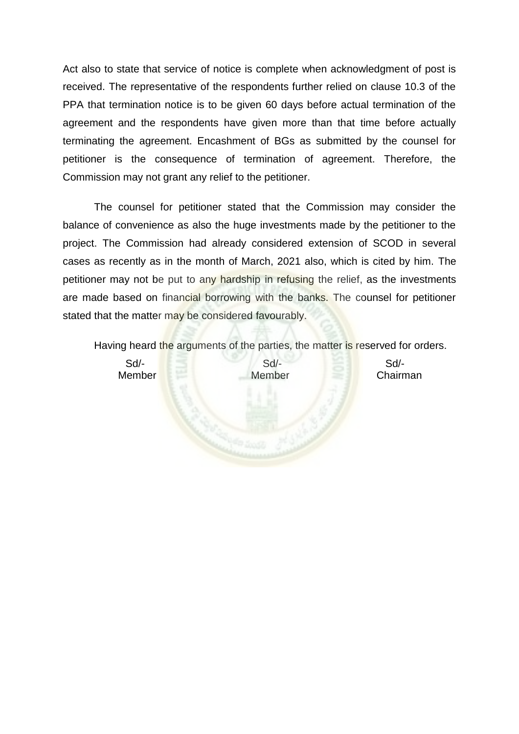Act also to state that service of notice is complete when acknowledgment of post is received. The representative of the respondents further relied on clause 10.3 of the PPA that termination notice is to be given 60 days before actual termination of the agreement and the respondents have given more than that time before actually terminating the agreement. Encashment of BGs as submitted by the counsel for petitioner is the consequence of termination of agreement. Therefore, the Commission may not grant any relief to the petitioner.

The counsel for petitioner stated that the Commission may consider the balance of convenience as also the huge investments made by the petitioner to the project. The Commission had already considered extension of SCOD in several cases as recently as in the month of March, 2021 also, which is cited by him. The petitioner may not be put to any hardship in refusing the relief, as the investments are made based on financial borrowing with the banks. The counsel for petitioner stated that the matter may be considered favourably.

Having heard the arguments of the parties, the matter is reserved for orders.

| | | |
|---|---|---|
| Sd/- | Sd/- | Sd/- |
| Member | Member | Chairman |